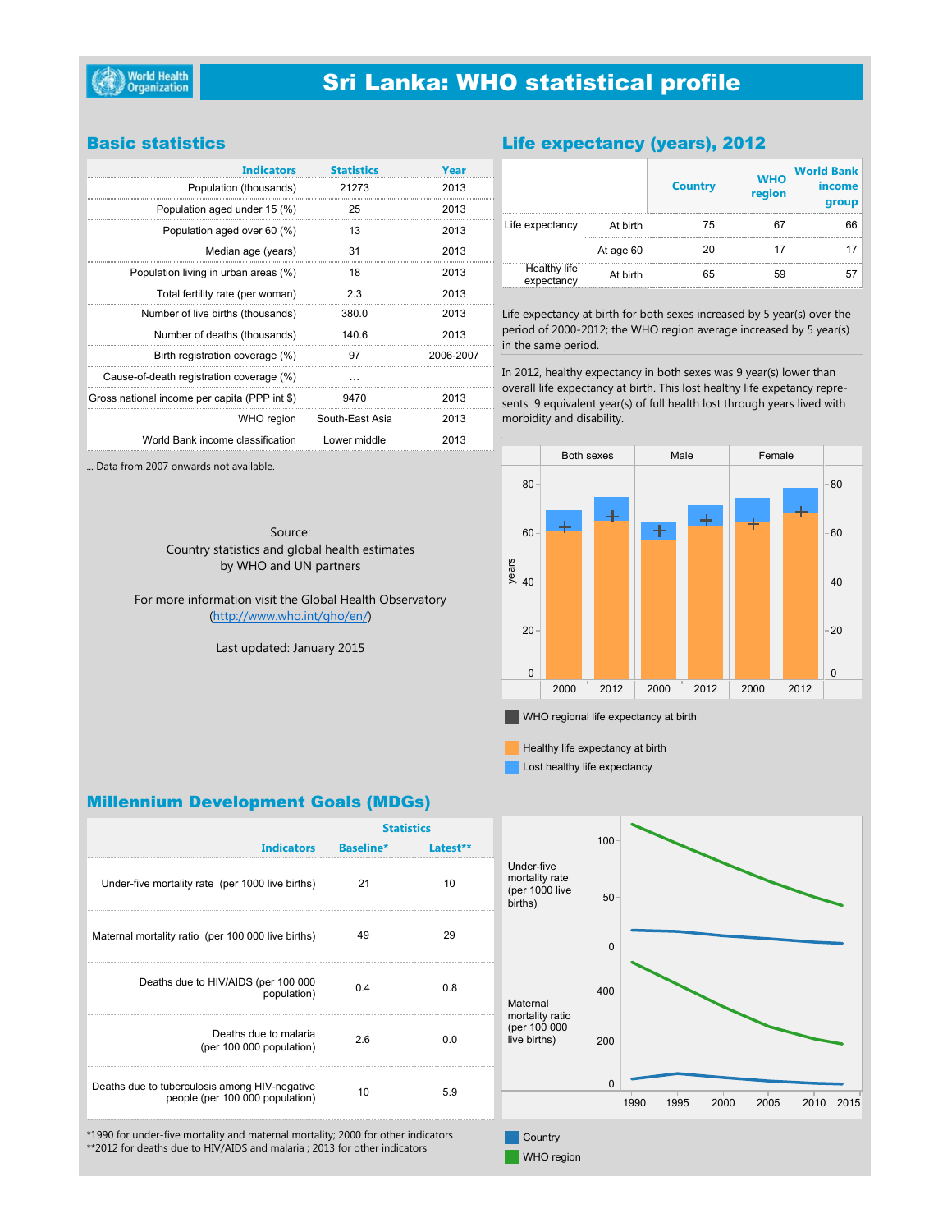# Sri Lanka: WHO statistical profile

## Basic statistics

| Indicators | Statistics | Year |
|---|---|---|
| Population (thousands) | 21273 | 2013 |
| Population aged under 15 (%) | 25 | 2013 |
| Population aged over 60 (%) | 13 | 2013 |
| Median age (years) | 31 | 2013 |
| Population living in urban areas (%) | 18 | 2013 |
| Total fertility rate (per woman) | 2.3 | 2013 |
| Number of live births (thousands) | 380.0 | 2013 |
| Number of deaths (thousands) | 140.6 | 2013 |
| Birth registration coverage (%) | 97 | 2006-2007 |
| Cause-of-death registration coverage (%) | ... | |
| Gross national income per capita (PPP int $) | 9470 | 2013 |
| WHO region | South-East Asia | 2013 |
| World Bank income classification | Lower middle | 2013 |

... Data from 2007 onwards not available.

Source:
Country statistics and global health estimates
by WHO and UN partners

For more information visit the Global Health Observatory
(http://www.who.int/gho/en/)

Last updated: January 2015

## Life expectancy (years), 2012

| | | Country | WHO region | World Bank income group |
|---|---|---|---|---|
| Life expectancy | At birth | 75 | 67 | 66 |
| | At age 60 | 20 | 17 | 17 |
| Healthy life expectancy | At birth | 65 | 59 | 57 |

Life expectancy at birth for both sexes increased by 5 year(s) over the period of 2000-2012; the WHO region average increased by 5 year(s) in the same period.

In 2012, healthy expectancy in both sexes was 9 year(s) lower than overall life expectancy at birth. This lost healthy life expetancy represents 9 equivalent year(s) of full health lost through years lived with morbidity and disability.

WHO regional life expectancy at birth
Healthy life expectancy at birth
Lost healthy life expectancy

## Millennium Development Goals (MDGs)

| Indicators | Statistics Baseline* | Latest** |
|---|---|---|
| Under-five mortality rate (per 1000 live births) | 21 | 10 |
| Maternal mortality ratio (per 100 000 live births) | 49 | 29 |
| Deaths due to HIV/AIDS (per 100 000 population) | 0.4 | 0.8 |
| Deaths due to malaria (per 100 000 population) | 2.6 | 0.0 |
| Deaths due to tuberculosis among HIV-negative people (per 100 000 population) | 10 | 5.9 |

*1990 for under-five mortality and maternal mortality; 2000 for other indicators
**2012 for deaths due to HIV/AIDS and malaria ; 2013 for other indicators

Country
WHO region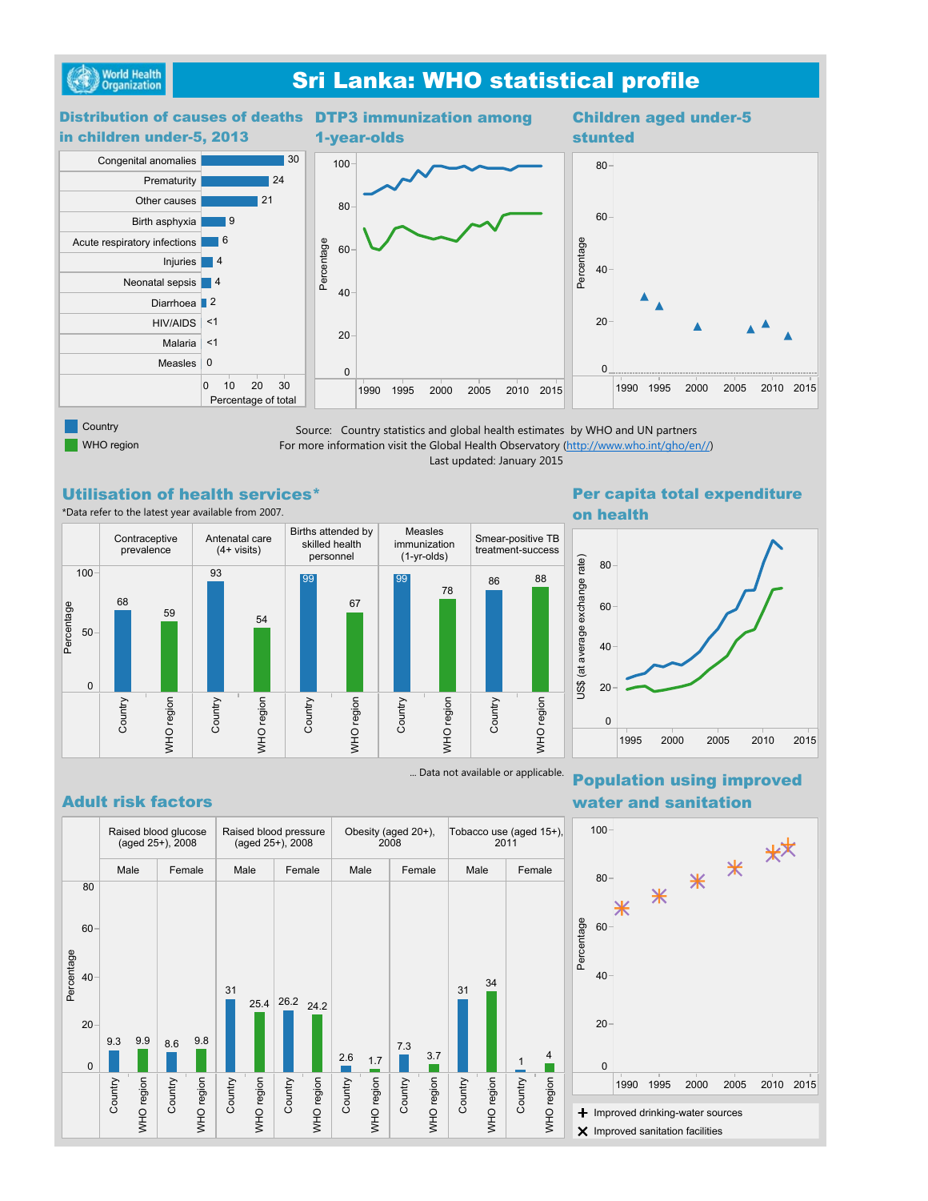# Sri Lanka: WHO statistical profile

## Distribution of causes of deaths in children under-5, 2013

| Cause | Percentage of total |
|---|---|
| Congenital anomalies | 30 |
| Prematurity | 24 |
| Other causes | 21 |
| Birth asphyxia | 9 |
| Acute respiratory infections | 6 |
| Injuries | 4 |
| Neonatal sepsis | 4 |
| Diarrhoea | 2 |
| HIV/AIDS | <1 |
| Malaria | <1 |
| Measles | 0 |

## DTP3 immunization among 1-year-olds

## Children aged under-5 stunted

Country

WHO region

Source: Country statistics and global health estimates by WHO and UN partners
For more information visit the Global Health Observatory (http://www.who.int/gho/en//)
Last updated: January 2015

## Utilisation of health services*

*Data refer to the latest year available from 2007.

| | Country | WHO region |
|---|---|---|
| Contraceptive prevalence | 68 | 59 |
| Antenatal care (4+ visits) | 93 | 54 |
| Births attended by skilled health personnel | 99 | 67 |
| Measles immunization (1-yr-olds) | 99 | 78 |
| Smear-positive TB treatment-success | 86 | 88 |

... Data not available or applicable.

## Per capita total expenditure on health

## Adult risk factors

| | Raised blood glucose (aged 25+), 2008 | | Raised blood pressure (aged 25+), 2008 | | Obesity (aged 20+), 2008 | | Tobacco use (aged 15+), 2011 | |
|---|---|---|---|---|---|---|---|---|
| | Male | Female | Male | Female | Male | Female | Male | Female |
| Country | 9.3 | 8.6 | 31 | 26.2 | 2.6 | 7.3 | 31 | 1 |
| WHO region | 9.9 | 9.8 | 25.4 | 24.2 | 1.7 | 3.7 | 34 | 4 |

## Population using improved water and sanitation

+ Improved drinking-water sources
× Improved sanitation facilities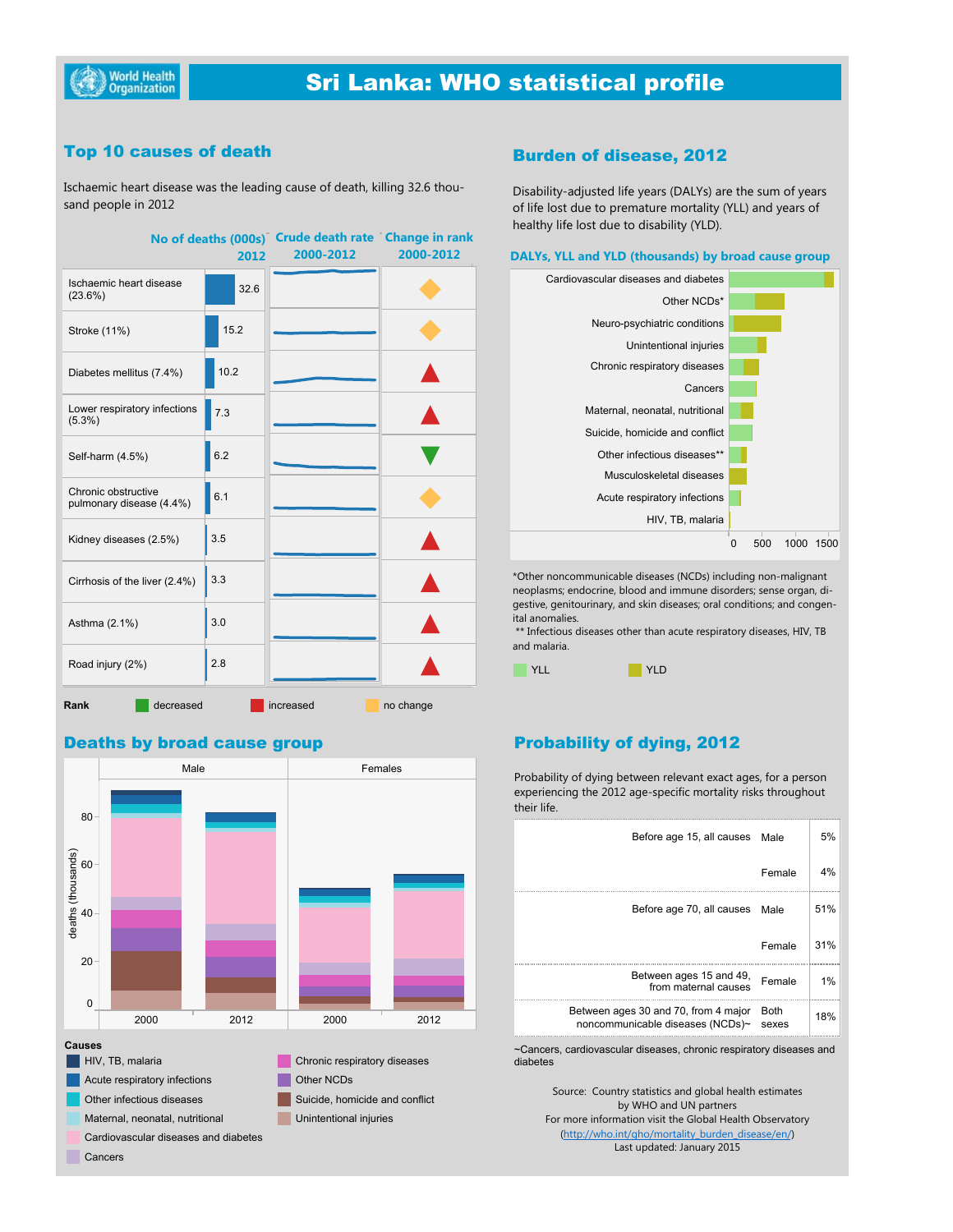# Sri Lanka: WHO statistical profile

## Top 10 causes of death

Ischaemic heart disease was the leading cause of death, killing 32.6 thousand people in 2012

No of deaths (000s) 2012

Crude death rate 2000-2012

Change in rank 2000-2012

Ischaemic heart disease (23.6%) 32.6

Stroke (11%) 15.2

Diabetes mellitus (7.4%) 10.2

Lower respiratory infections (5.3%) 7.3

Self-harm (4.5%) 6.2

Chronic obstructive pulmonary disease (4.4%) 6.1

Kidney diseases (2.5%) 3.5

Cirrhosis of the liver (2.4%) 3.3

Asthma (2.1%) 3.0

Road injury (2%) 2.8

Rank: decreased, increased, no change

## Burden of disease, 2012

Disability-adjusted life years (DALYs) are the sum of years of life lost due to premature mortality (YLL) and years of healthy life lost due to disability (YLD).

DALYs, YLL and YLD (thousands) by broad cause group

Cardiovascular diseases and diabetes

Other NCDs*

Neuro-psychiatric conditions

Unintentional injuries

Chronic respiratory diseases

Cancers

Maternal, neonatal, nutritional

Suicide, homicide and conflict

Other infectious diseases**

Musculoskeletal diseases

Acute respiratory infections

HIV, TB, malaria

0 500 1000 1500

*Other noncommunicable diseases (NCDs) including non-malignant neoplasms; endocrine, blood and immune disorders; sense organ, digestive, genitourinary, and skin diseases; oral conditions; and congenital anomalies.

** Infectious diseases other than acute respiratory diseases, HIV, TB and malaria.

YLL YLD

## Deaths by broad cause group

Male Females

deaths (thousands)

0 20 40 60 80

2000 2012 2000 2012

Causes

- HIV, TB, malaria
- Acute respiratory infections
- Other infectious diseases
- Maternal, neonatal, nutritional
- Cardiovascular diseases and diabetes
- Cancers
- Chronic respiratory diseases
- Other NCDs
- Suicide, homicide and conflict
- Unintentional injuries

## Probability of dying, 2012

Probability of dying between relevant exact ages, for a person experiencing the 2012 age-specific mortality risks throughout their life.

| | | |
|---|---|---|
| Before age 15, all causes | Male | 5% |
| | Female | 4% |
| Before age 70, all causes | Male | 51% |
| | Female | 31% |
| Between ages 15 and 49, from maternal causes | Female | 1% |
| Between ages 30 and 70, from 4 major noncommunicable diseases (NCDs)~ | Both sexes | 18% |

~Cancers, cardiovascular diseases, chronic respiratory diseases and diabetes

Source: Country statistics and global health estimates by WHO and UN partners
For more information visit the Global Health Observatory (http://who.int/gho/mortality_burden_disease/en/)
Last updated: January 2015